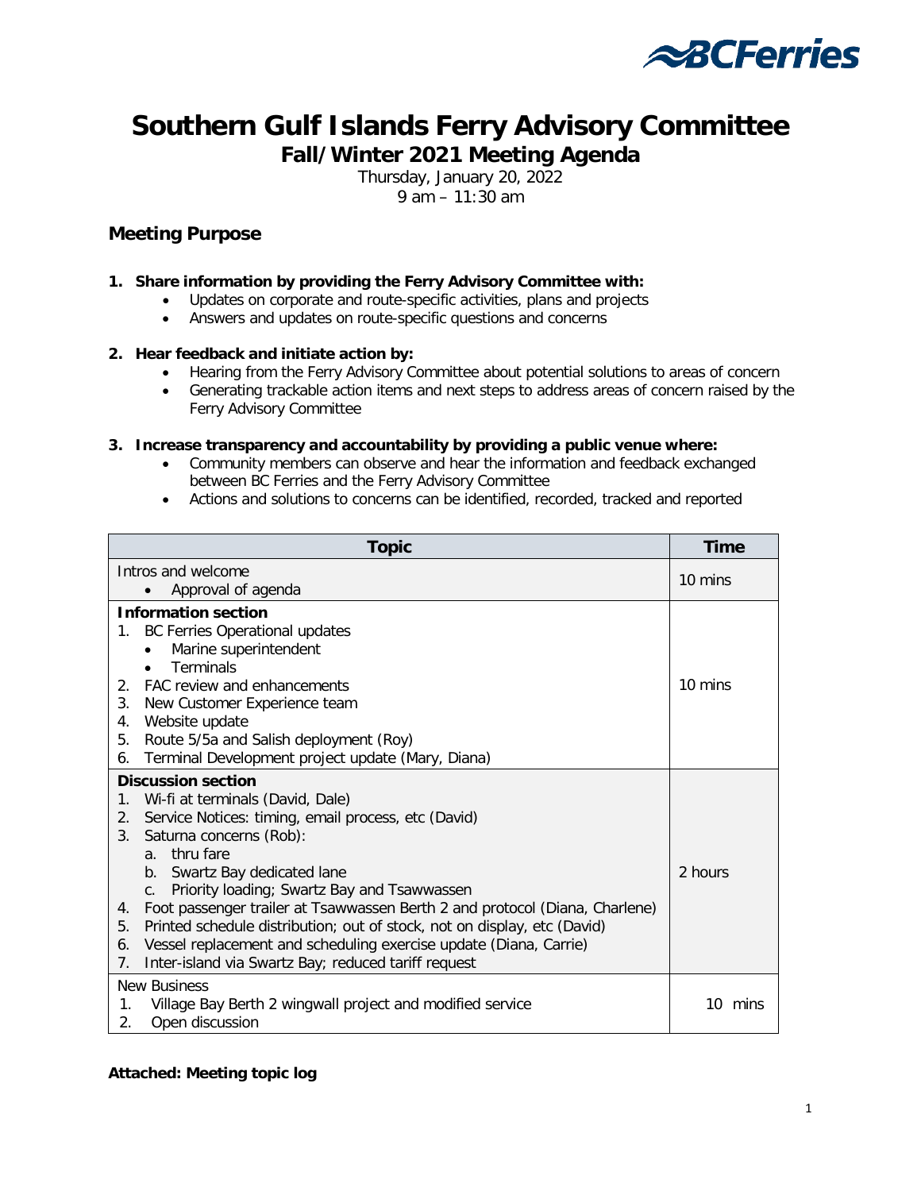# Southern Gulf Islands Ferry Advisory Committee

## Fall/Winter 2021 Meeting Agenda

Thursday, January 20, 2022
9 am – 11:30 am

### Meeting Purpose

1. **Share information by providing the Ferry Advisory Committee with:**
   - Updates on corporate and route-specific activities, plans and projects
   - Answers and updates on route-specific questions and concerns

2. **Hear feedback and initiate action by:**
   - Hearing from the Ferry Advisory Committee about potential solutions to areas of concern
   - Generating trackable action items and next steps to address areas of concern raised by the Ferry Advisory Committee

3. **Increase transparency and accountability by providing a public venue where:**
   - Community members can observe and hear the information and feedback exchanged between BC Ferries and the Ferry Advisory Committee
   - Actions and solutions to concerns can be identified, recorded, tracked and reported

| Topic | Time |
| --- | --- |
| Intros and welcome<br>• Approval of agenda | 10 mins |
| **Information section**<br>1. BC Ferries Operational updates<br>• Marine superintendent<br>• Terminals<br>2. FAC review and enhancements<br>3. New Customer Experience team<br>4. Website update<br>5. Route 5/5a and Salish deployment (Roy)<br>6. Terminal Development project update (Mary, Diana) | 10 mins |
| **Discussion section**<br>1. Wi-fi at terminals (David, Dale)<br>2. Service Notices: timing, email process, etc (David)<br>3. Saturna concerns (Rob):<br>a. thru fare<br>b. Swartz Bay dedicated lane<br>c. Priority loading; Swartz Bay and Tsawwassen<br>4. Foot passenger trailer at Tsawwassen Berth 2 and protocol (Diana, Charlene)<br>5. Printed schedule distribution; out of stock, not on display, etc (David)<br>6. Vessel replacement and scheduling exercise update (Diana, Carrie)<br>7. Inter-island via Swartz Bay; reduced tariff request | 2 hours |
| New Business<br>1. Village Bay Berth 2 wingwall project and modified service<br>2. Open discussion | 10 mins |

**Attached: Meeting topic log**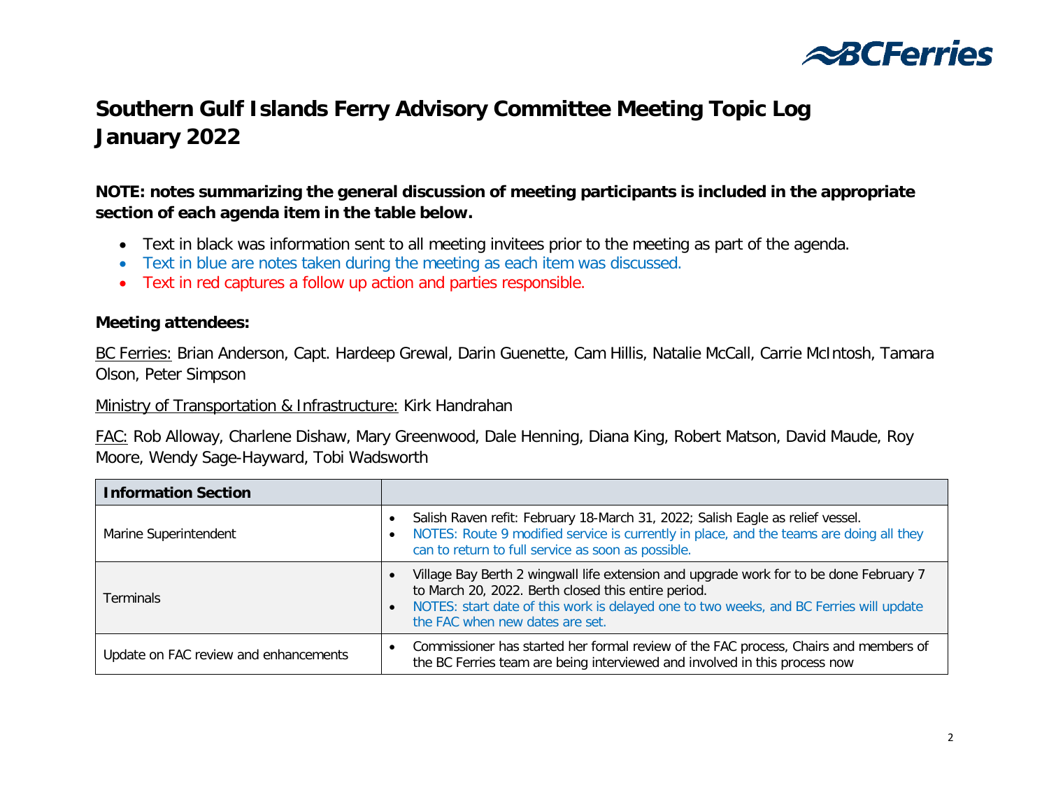# Southern Gulf Islands Ferry Advisory Committee Meeting Topic Log January 2022

**NOTE: notes summarizing the general discussion of meeting participants is included in the appropriate section of each agenda item in the table below.**

- Text in black was information sent to all meeting invitees prior to the meeting as part of the agenda.
- Text in blue are notes taken during the meeting as each item was discussed.
- Text in red captures a follow up action and parties responsible.

**Meeting attendees:**

BC Ferries: Brian Anderson, Capt. Hardeep Grewal, Darin Guenette, Cam Hillis, Natalie McCall, Carrie McIntosh, Tamara Olson, Peter Simpson

Ministry of Transportation & Infrastructure: Kirk Handrahan

FAC: Rob Alloway, Charlene Dishaw, Mary Greenwood, Dale Henning, Diana King, Robert Matson, David Maude, Roy Moore, Wendy Sage-Hayward, Tobi Wadsworth

| **Information Section** | |
|---|---|
| Marine Superintendent | • Salish Raven refit: February 18-March 31, 2022; Salish Eagle as relief vessel.<br>• NOTES: Route 9 modified service is currently in place, and the teams are doing all they can to return to full service as soon as possible. |
| Terminals | • Village Bay Berth 2 wingwall life extension and upgrade work for to be done February 7 to March 20, 2022. Berth closed this entire period.<br>• NOTES: start date of this work is delayed one to two weeks, and BC Ferries will update the FAC when new dates are set. |
| Update on FAC review and enhancements | • Commissioner has started her formal review of the FAC process, Chairs and members of the BC Ferries team are being interviewed and involved in this process now |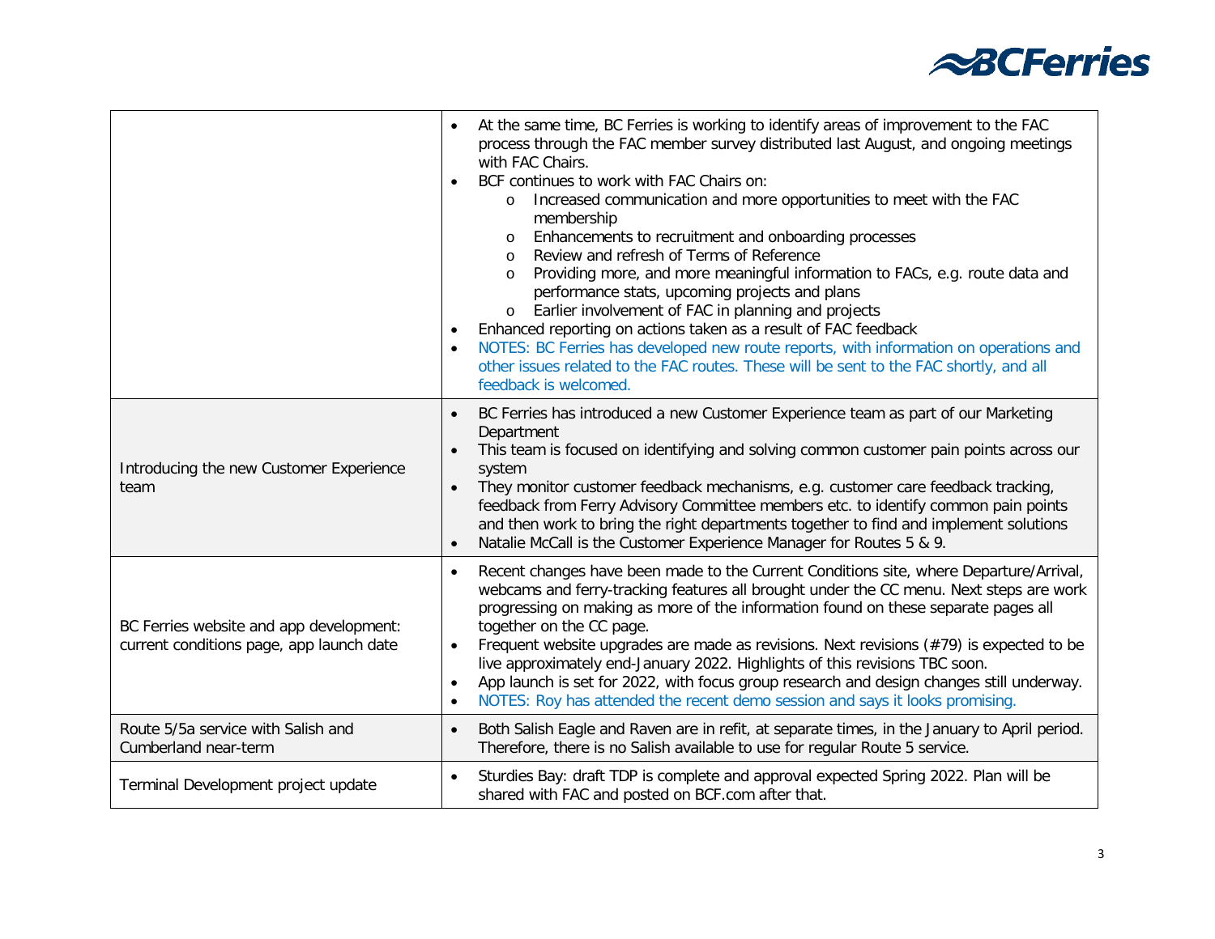| | |
|---|---|
| | • At the same time, BC Ferries is working to identify areas of improvement to the FAC process through the FAC member survey distributed last August, and ongoing meetings with FAC Chairs.<br>• BCF continues to work with FAC Chairs on:<br>&nbsp;&nbsp;&nbsp;&nbsp;o Increased communication and more opportunities to meet with the FAC membership<br>&nbsp;&nbsp;&nbsp;&nbsp;o Enhancements to recruitment and onboarding processes<br>&nbsp;&nbsp;&nbsp;&nbsp;o Review and refresh of Terms of Reference<br>&nbsp;&nbsp;&nbsp;&nbsp;o Providing more, and more meaningful information to FACs, e.g. route data and performance stats, upcoming projects and plans<br>&nbsp;&nbsp;&nbsp;&nbsp;o Earlier involvement of FAC in planning and projects<br>• Enhanced reporting on actions taken as a result of FAC feedback<br>• NOTES: BC Ferries has developed new route reports, with information on operations and other issues related to the FAC routes. These will be sent to the FAC shortly, and all feedback is welcomed. |
| Introducing the new Customer Experience team | • BC Ferries has introduced a new Customer Experience team as part of our Marketing Department<br>• This team is focused on identifying and solving common customer pain points across our system<br>• They monitor customer feedback mechanisms, e.g. customer care feedback tracking, feedback from Ferry Advisory Committee members etc. to identify common pain points and then work to bring the right departments together to find and implement solutions<br>• Natalie McCall is the Customer Experience Manager for Routes 5 & 9. |
| BC Ferries website and app development: current conditions page, app launch date | • Recent changes have been made to the Current Conditions site, where Departure/Arrival, webcams and ferry-tracking features all brought under the CC menu. Next steps are work progressing on making as more of the information found on these separate pages all together on the CC page.<br>• Frequent website upgrades are made as revisions. Next revisions (#79) is expected to be live approximately end-January 2022. Highlights of this revisions TBC soon.<br>• App launch is set for 2022, with focus group research and design changes still underway.<br>• NOTES: Roy has attended the recent demo session and says it looks promising. |
| Route 5/5a service with Salish and Cumberland near-term | • Both Salish Eagle and Raven are in refit, at separate times, in the January to April period. Therefore, there is no Salish available to use for regular Route 5 service. |
| Terminal Development project update | • Sturdies Bay: draft TDP is complete and approval expected Spring 2022. Plan will be shared with FAC and posted on BCF.com after that. |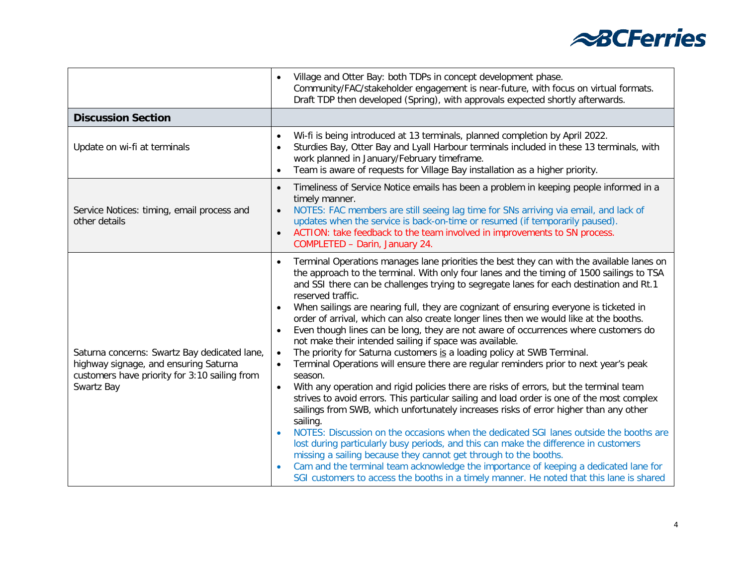| | |
|---|---|
| | • Village and Otter Bay: both TDPs in concept development phase. Community/FAC/stakeholder engagement is near-future, with focus on virtual formats. Draft TDP then developed (Spring), with approvals expected shortly afterwards. |
| **Discussion Section** | |
| Update on wi-fi at terminals | • Wi-fi is being introduced at 13 terminals, planned completion by April 2022.<br>• Sturdies Bay, Otter Bay and Lyall Harbour terminals included in these 13 terminals, with work planned in January/February timeframe.<br>• Team is aware of requests for Village Bay installation as a higher priority. |
| Service Notices: timing, email process and other details | • Timeliness of Service Notice emails has been a problem in keeping people informed in a timely manner.<br>• NOTES: FAC members are still seeing lag time for SNs arriving via email, and lack of updates when the service is back-on-time or resumed (if temporarily paused).<br>• ACTION: take feedback to the team involved in improvements to SN process. COMPLETED – Darin, January 24. |
| Saturna concerns: Swartz Bay dedicated lane, highway signage, and ensuring Saturna customers have priority for 3:10 sailing from Swartz Bay | • Terminal Operations manages lane priorities the best they can with the available lanes on the approach to the terminal. With only four lanes and the timing of 1500 sailings to TSA and SSI there can be challenges trying to segregate lanes for each destination and Rt.1 reserved traffic.<br>• When sailings are nearing full, they are cognizant of ensuring everyone is ticketed in order of arrival, which can also create longer lines then we would like at the booths.<br>• Even though lines can be long, they are not aware of occurrences where customers do not make their intended sailing if space was available.<br>• The priority for Saturna customers is a loading policy at SWB Terminal.<br>• Terminal Operations will ensure there are regular reminders prior to next year's peak season.<br>• With any operation and rigid policies there are risks of errors, but the terminal team strives to avoid errors. This particular sailing and load order is one of the most complex sailings from SWB, which unfortunately increases risks of error higher than any other sailing.<br>• NOTES: Discussion on the occasions when the dedicated SGI lanes outside the booths are lost during particularly busy periods, and this can make the difference in customers missing a sailing because they cannot get through to the booths.<br>• Cam and the terminal team acknowledge the importance of keeping a dedicated lane for SGI customers to access the booths in a timely manner. He noted that this lane is shared |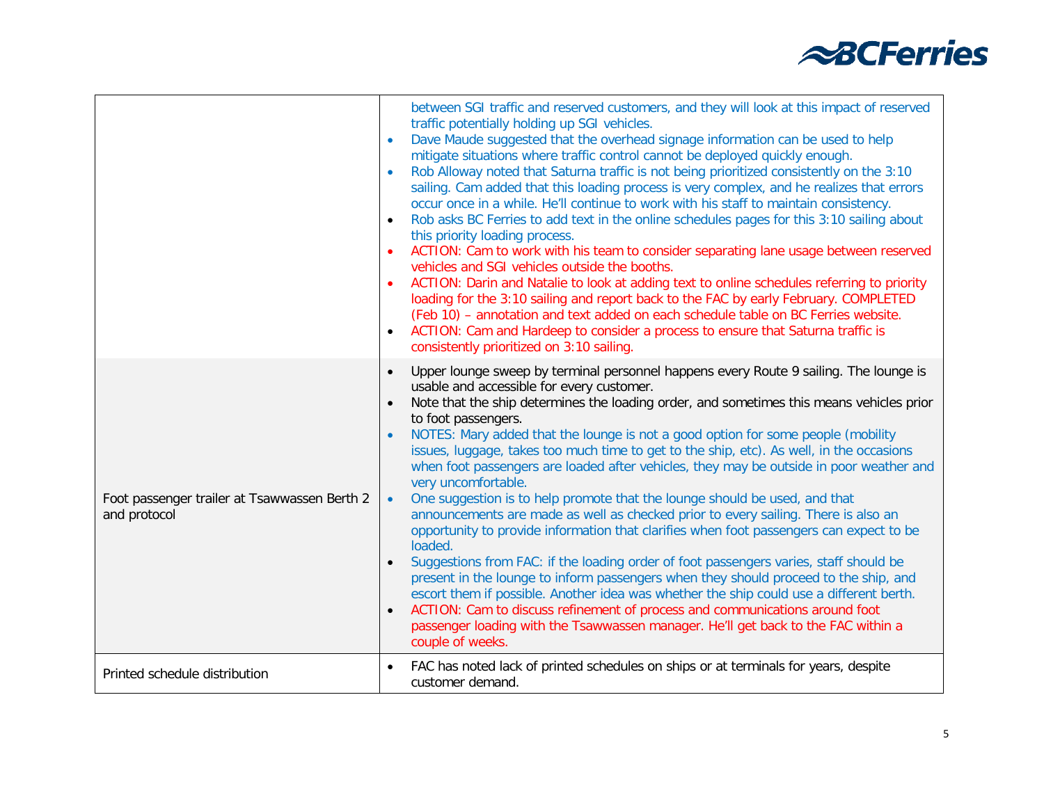| | |
|---|---|
| | between SGI traffic and reserved customers, and they will look at this impact of reserved traffic potentially holding up SGI vehicles.<br>• Dave Maude suggested that the overhead signage information can be used to help mitigate situations where traffic control cannot be deployed quickly enough.<br>• Rob Alloway noted that Saturna traffic is not being prioritized consistently on the 3:10 sailing. Cam added that this loading process is very complex, and he realizes that errors occur once in a while. He'll continue to work with his staff to maintain consistency.<br>• Rob asks BC Ferries to add text in the online schedules pages for this 3:10 sailing about this priority loading process.<br>• ACTION: Cam to work with his team to consider separating lane usage between reserved vehicles and SGI vehicles outside the booths.<br>• ACTION: Darin and Natalie to look at adding text to online schedules referring to priority loading for the 3:10 sailing and report back to the FAC by early February. COMPLETED (Feb 10) – annotation and text added on each schedule table on BC Ferries website.<br>• ACTION: Cam and Hardeep to consider a process to ensure that Saturna traffic is consistently prioritized on 3:10 sailing. |
| Foot passenger trailer at Tsawwassen Berth 2 and protocol | • Upper lounge sweep by terminal personnel happens every Route 9 sailing. The lounge is usable and accessible for every customer.<br>• Note that the ship determines the loading order, and sometimes this means vehicles prior to foot passengers.<br>• NOTES: Mary added that the lounge is not a good option for some people (mobility issues, luggage, takes too much time to get to the ship, etc). As well, in the occasions when foot passengers are loaded after vehicles, they may be outside in poor weather and very uncomfortable.<br>• One suggestion is to help promote that the lounge should be used, and that announcements are made as well as checked prior to every sailing. There is also an opportunity to provide information that clarifies when foot passengers can expect to be loaded.<br>• Suggestions from FAC: if the loading order of foot passengers varies, staff should be present in the lounge to inform passengers when they should proceed to the ship, and escort them if possible. Another idea was whether the ship could use a different berth.<br>• ACTION: Cam to discuss refinement of process and communications around foot passenger loading with the Tsawwassen manager. He'll get back to the FAC within a couple of weeks. |
| Printed schedule distribution | • FAC has noted lack of printed schedules on ships or at terminals for years, despite customer demand. |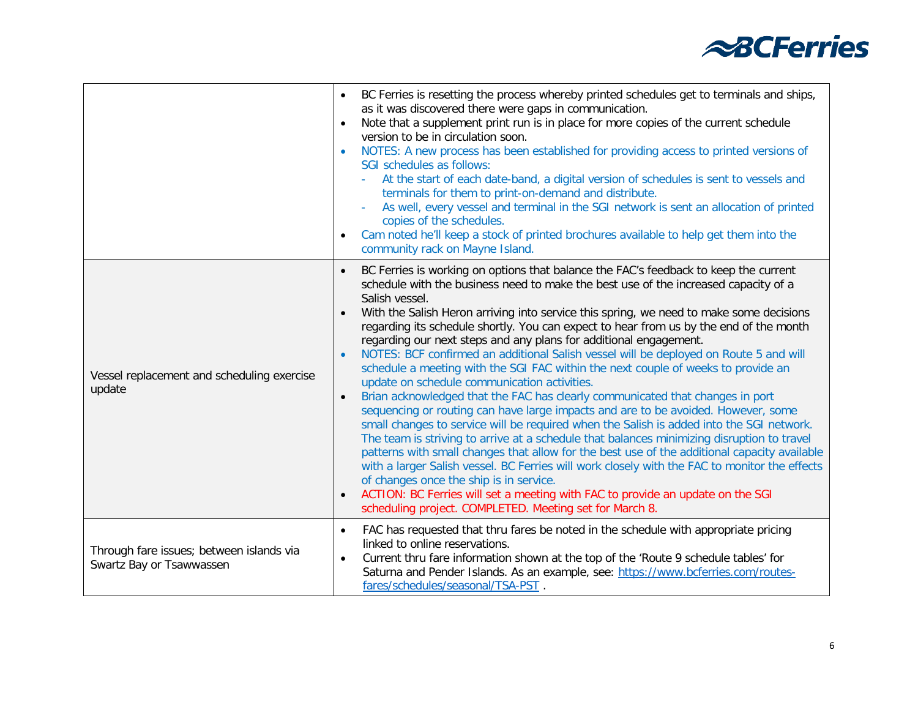| | |
|---|---|
| | • BC Ferries is resetting the process whereby printed schedules get to terminals and ships, as it was discovered there were gaps in communication.<br>• Note that a supplement print run is in place for more copies of the current schedule version to be in circulation soon.<br>• NOTES: A new process has been established for providing access to printed versions of SGI schedules as follows:<br>- At the start of each date-band, a digital version of schedules is sent to vessels and terminals for them to print-on-demand and distribute.<br>- As well, every vessel and terminal in the SGI network is sent an allocation of printed copies of the schedules.<br>• Cam noted he'll keep a stock of printed brochures available to help get them into the community rack on Mayne Island. |
| Vessel replacement and scheduling exercise update | • BC Ferries is working on options that balance the FAC's feedback to keep the current schedule with the business need to make the best use of the increased capacity of a Salish vessel.<br>• With the Salish Heron arriving into service this spring, we need to make some decisions regarding its schedule shortly. You can expect to hear from us by the end of the month regarding our next steps and any plans for additional engagement.<br>• NOTES: BCF confirmed an additional Salish vessel will be deployed on Route 5 and will schedule a meeting with the SGI FAC within the next couple of weeks to provide an update on schedule communication activities.<br>• Brian acknowledged that the FAC has clearly communicated that changes in port sequencing or routing can have large impacts and are to be avoided. However, some small changes to service will be required when the Salish is added into the SGI network. The team is striving to arrive at a schedule that balances minimizing disruption to travel patterns with small changes that allow for the best use of the additional capacity available with a larger Salish vessel. BC Ferries will work closely with the FAC to monitor the effects of changes once the ship is in service.<br>• ACTION: BC Ferries will set a meeting with FAC to provide an update on the SGI scheduling project. COMPLETED. Meeting set for March 8. |
| Through fare issues; between islands via Swartz Bay or Tsawwassen | • FAC has requested that thru fares be noted in the schedule with appropriate pricing linked to online reservations.<br>• Current thru fare information shown at the top of the 'Route 9 schedule tables' for Saturna and Pender Islands. As an example, see: https://www.bcferries.com/routes-fares/schedules/seasonal/TSA-PST . |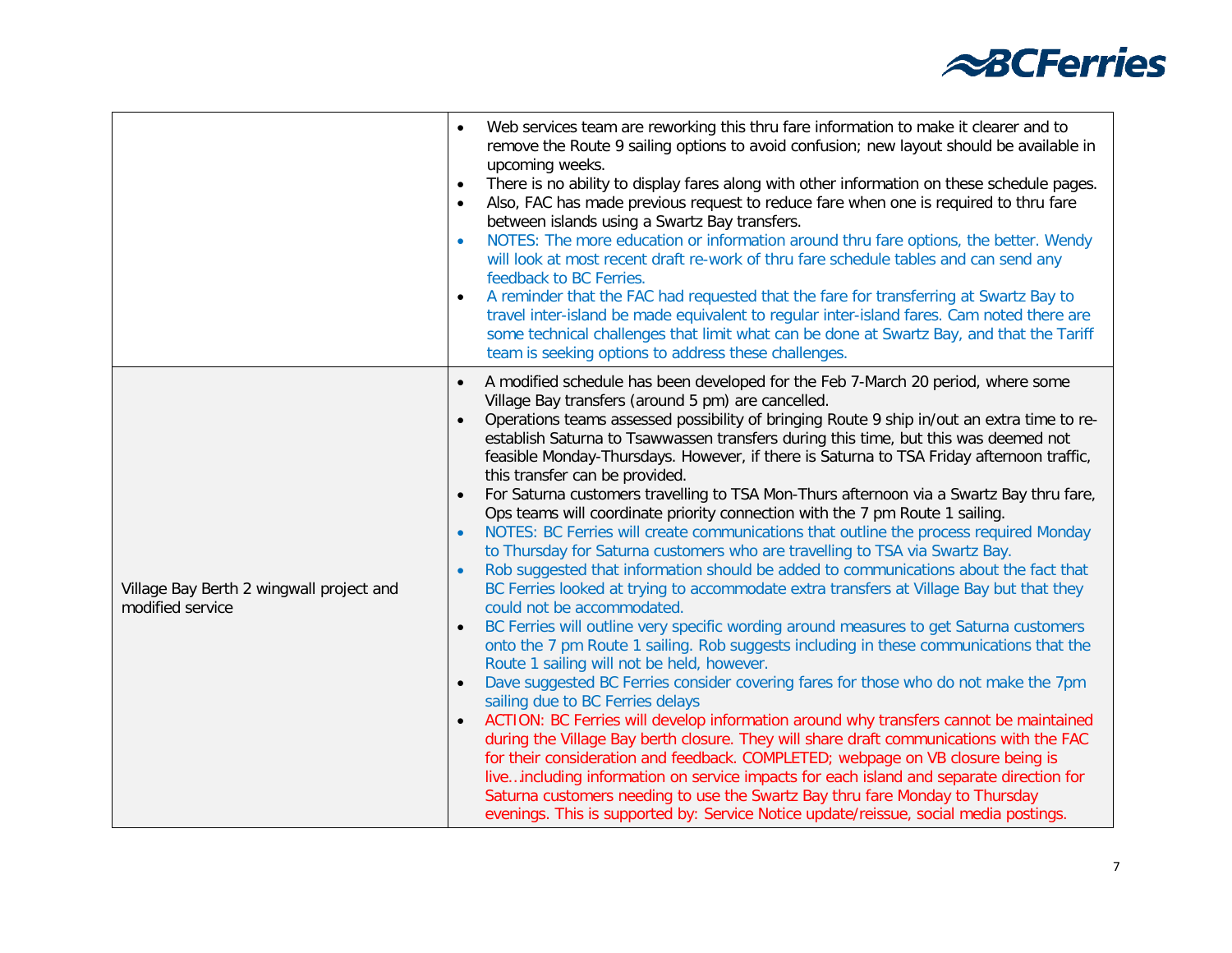| | |
|---|---|
| | • Web services team are reworking this thru fare information to make it clearer and to remove the Route 9 sailing options to avoid confusion; new layout should be available in upcoming weeks.<br>• There is no ability to display fares along with other information on these schedule pages.<br>• Also, FAC has made previous request to reduce fare when one is required to thru fare between islands using a Swartz Bay transfers.<br>• NOTES: The more education or information around thru fare options, the better. Wendy will look at most recent draft re-work of thru fare schedule tables and can send any feedback to BC Ferries.<br>• A reminder that the FAC had requested that the fare for transferring at Swartz Bay to travel inter-island be made equivalent to regular inter-island fares. Cam noted there are some technical challenges that limit what can be done at Swartz Bay, and that the Tariff team is seeking options to address these challenges. |
| Village Bay Berth 2 wingwall project and modified service | • A modified schedule has been developed for the Feb 7-March 20 period, where some Village Bay transfers (around 5 pm) are cancelled.<br>• Operations teams assessed possibility of bringing Route 9 ship in/out an extra time to re-establish Saturna to Tsawwassen transfers during this time, but this was deemed not feasible Monday-Thursdays. However, if there is Saturna to TSA Friday afternoon traffic, this transfer can be provided.<br>• For Saturna customers travelling to TSA Mon-Thurs afternoon via a Swartz Bay thru fare, Ops teams will coordinate priority connection with the 7 pm Route 1 sailing.<br>• NOTES: BC Ferries will create communications that outline the process required Monday to Thursday for Saturna customers who are travelling to TSA via Swartz Bay.<br>• Rob suggested that information should be added to communications about the fact that BC Ferries looked at trying to accommodate extra transfers at Village Bay but that they could not be accommodated.<br>• BC Ferries will outline very specific wording around measures to get Saturna customers onto the 7 pm Route 1 sailing. Rob suggests including in these communications that the Route 1 sailing will not be held, however.<br>• Dave suggested BC Ferries consider covering fares for those who do not make the 7pm sailing due to BC Ferries delays<br>• ACTION: BC Ferries will develop information around why transfers cannot be maintained during the Village Bay berth closure. They will share draft communications with the FAC for their consideration and feedback. COMPLETED; webpage on VB closure being is live…including information on service impacts for each island and separate direction for Saturna customers needing to use the Swartz Bay thru fare Monday to Thursday evenings. This is supported by: Service Notice update/reissue, social media postings. |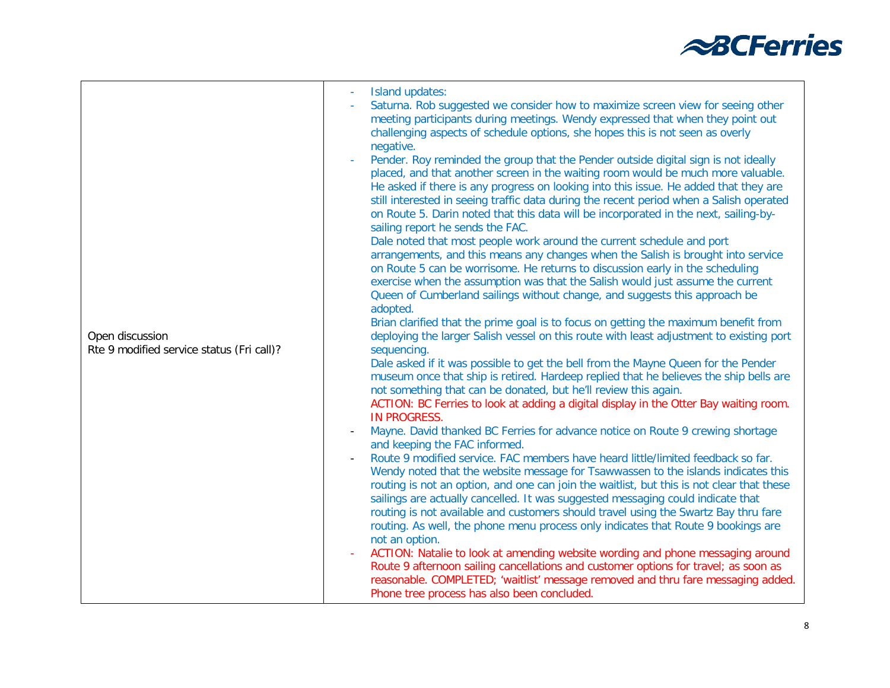| | |
|---|---|
| Open discussion<br>Rte 9 modified service status (Fri call)? | - Island updates:<br>- Saturna. Rob suggested we consider how to maximize screen view for seeing other meeting participants during meetings. Wendy expressed that when they point out challenging aspects of schedule options, she hopes this is not seen as overly negative.<br>- Pender. Roy reminded the group that the Pender outside digital sign is not ideally placed, and that another screen in the waiting room would be much more valuable. He asked if there is any progress on looking into this issue. He added that they are still interested in seeing traffic data during the recent period when a Salish operated on Route 5. Darin noted that this data will be incorporated in the next, sailing-by-sailing report he sends the FAC.<br>Dale noted that most people work around the current schedule and port arrangements, and this means any changes when the Salish is brought into service on Route 5 can be worrisome. He returns to discussion early in the scheduling exercise when the assumption was that the Salish would just assume the current Queen of Cumberland sailings without change, and suggests this approach be adopted.<br>Brian clarified that the prime goal is to focus on getting the maximum benefit from deploying the larger Salish vessel on this route with least adjustment to existing port sequencing.<br>Dale asked if it was possible to get the bell from the Mayne Queen for the Pender museum once that ship is retired. Hardeep replied that he believes the ship bells are not something that can be donated, but he'll review this again.<br>ACTION: BC Ferries to look at adding a digital display in the Otter Bay waiting room. IN PROGRESS.<br>- Mayne. David thanked BC Ferries for advance notice on Route 9 crewing shortage and keeping the FAC informed.<br>- Route 9 modified service. FAC members have heard little/limited feedback so far. Wendy noted that the website message for Tsawwassen to the islands indicates this routing is not an option, and one can join the waitlist, but this is not clear that these sailings are actually cancelled. It was suggested messaging could indicate that routing is not available and customers should travel using the Swartz Bay thru fare routing. As well, the phone menu process only indicates that Route 9 bookings are not an option.<br>- ACTION: Natalie to look at amending website wording and phone messaging around Route 9 afternoon sailing cancellations and customer options for travel; as soon as reasonable. COMPLETED; 'waitlist' message removed and thru fare messaging added. Phone tree process has also been concluded. |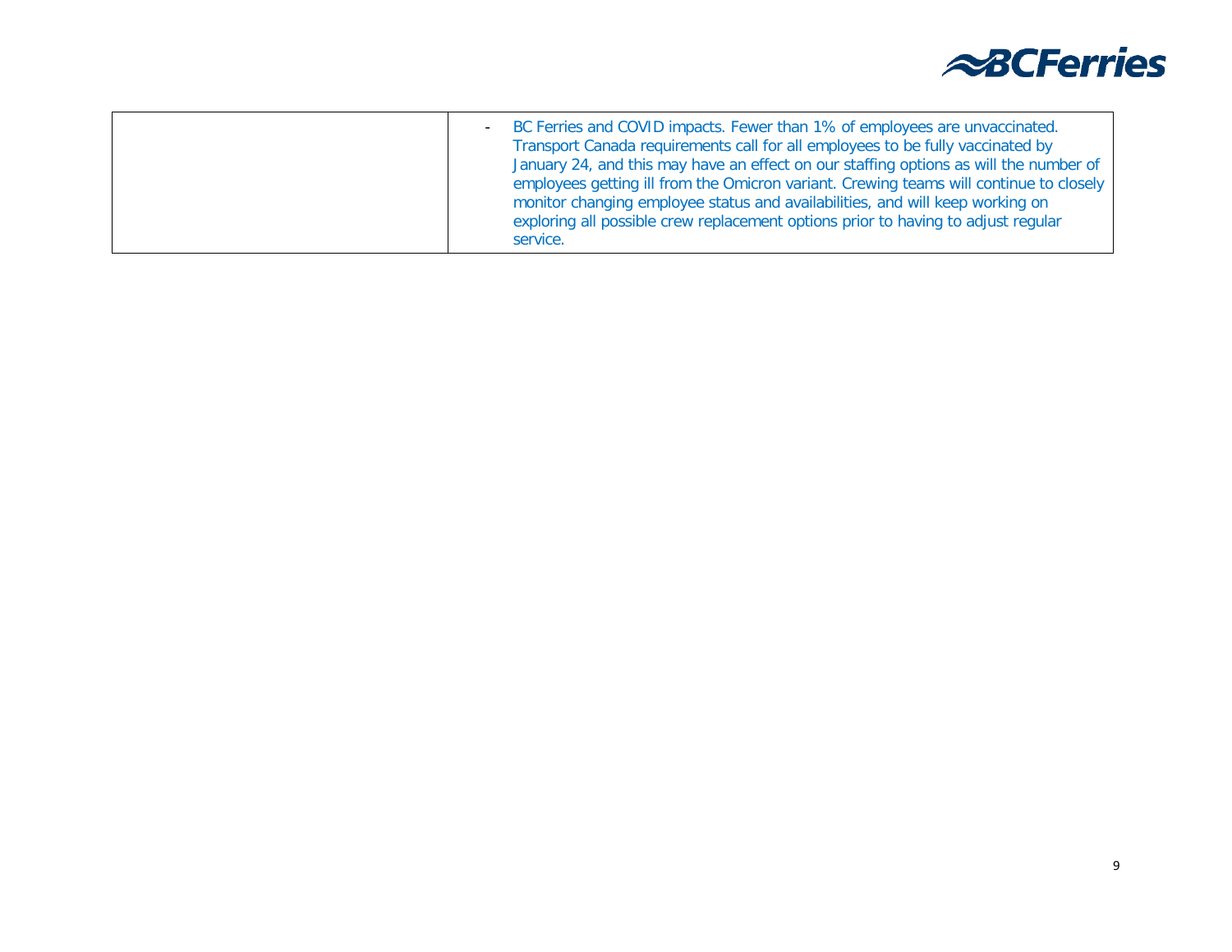| | |
|---|---|
| | - BC Ferries and COVID impacts. Fewer than 1% of employees are unvaccinated. Transport Canada requirements call for all employees to be fully vaccinated by January 24, and this may have an effect on our staffing options as will the number of employees getting ill from the Omicron variant. Crewing teams will continue to closely monitor changing employee status and availabilities, and will keep working on exploring all possible crew replacement options prior to having to adjust regular service. |